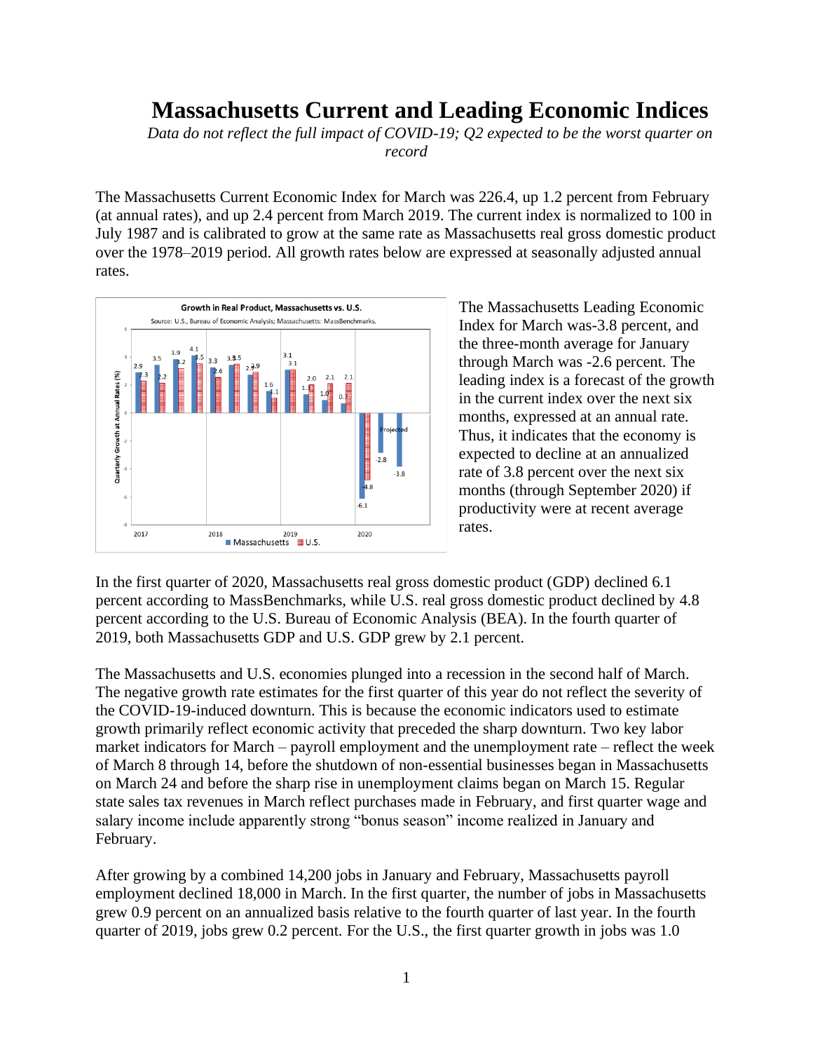# Massachusetts Current and Leading Economic Indices

*Data do not reflect the full impact of COVID-19; Q2 expected to be the worst quarter on record*

The Massachusetts Current Economic Index for March was 226.4, up 1.2 percent from February (at annual rates), and up 2.4 percent from March 2019. The current index is normalized to 100 in July 1987 and is calibrated to grow at the same rate as Massachusetts real gross domestic product over the 1978–2019 period. All growth rates below are expressed at seasonally adjusted annual rates.

The Massachusetts Leading Economic Index for March was-3.8 percent, and the three-month average for January through March was -2.6 percent. The leading index is a forecast of the growth in the current index over the next six months, expressed at an annual rate. Thus, it indicates that the economy is expected to decline at an annualized rate of 3.8 percent over the next six months (through September 2020) if productivity were at recent average rates.

In the first quarter of 2020, Massachusetts real gross domestic product (GDP) declined 6.1 percent according to MassBenchmarks, while U.S. real gross domestic product declined by 4.8 percent according to the U.S. Bureau of Economic Analysis (BEA). In the fourth quarter of 2019, both Massachusetts GDP and U.S. GDP grew by 2.1 percent.

The Massachusetts and U.S. economies plunged into a recession in the second half of March. The negative growth rate estimates for the first quarter of this year do not reflect the severity of the COVID-19-induced downturn. This is because the economic indicators used to estimate growth primarily reflect economic activity that preceded the sharp downturn. Two key labor market indicators for March – payroll employment and the unemployment rate – reflect the week of March 8 through 14, before the shutdown of non-essential businesses began in Massachusetts on March 24 and before the sharp rise in unemployment claims began on March 15. Regular state sales tax revenues in March reflect purchases made in February, and first quarter wage and salary income include apparently strong "bonus season" income realized in January and February.

After growing by a combined 14,200 jobs in January and February, Massachusetts payroll employment declined 18,000 in March. In the first quarter, the number of jobs in Massachusetts grew 0.9 percent on an annualized basis relative to the fourth quarter of last year. In the fourth quarter of 2019, jobs grew 0.2 percent. For the U.S., the first quarter growth in jobs was 1.0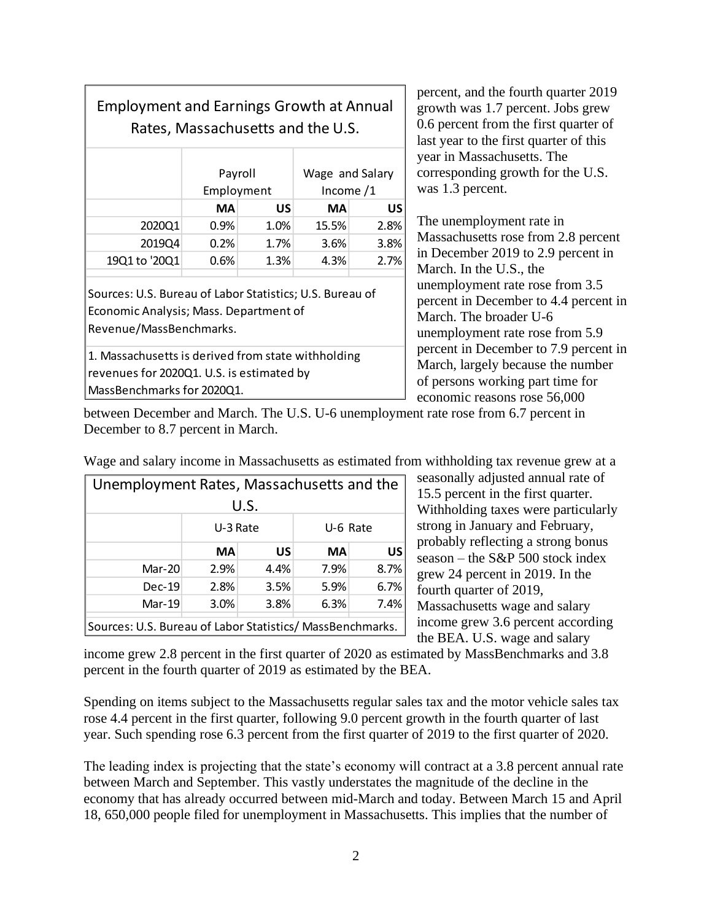| Employment and Earnings Growth at Annual Rates, Massachusetts and the U.S. | | | | |
|---|---|---|---|---|
| | Payroll Employment | | Wage and Salary Income /1 | |
| | **MA** | **US** | **MA** | **US** |
| 2020Q1 | 0.9% | 1.0% | 15.5% | 2.8% |
| 2019Q4 | 0.2% | 1.7% | 3.6% | 3.8% |
| 19Q1 to '20Q1 | 0.6% | 1.3% | 4.3% | 2.7% |

Sources: U.S. Bureau of Labor Statistics; U.S. Bureau of Economic Analysis; Mass. Department of Revenue/MassBenchmarks.

1. Massachusetts is derived from state withholding revenues for 2020Q1. U.S. is estimated by MassBenchmarks for 2020Q1.

percent, and the fourth quarter 2019 growth was 1.7 percent. Jobs grew 0.6 percent from the first quarter of last year to the first quarter of this year in Massachusetts. The corresponding growth for the U.S. was 1.3 percent.

The unemployment rate in Massachusetts rose from 2.8 percent in December 2019 to 2.9 percent in March. In the U.S., the unemployment rate rose from 3.5 percent in December to 4.4 percent in March. The broader U-6 unemployment rate rose from 5.9 percent in December to 7.9 percent in March, largely because the number of persons working part time for economic reasons rose 56,000 between December and March. The U.S. U-6 unemployment rate rose from 6.7 percent in December to 8.7 percent in March.

Wage and salary income in Massachusetts as estimated from withholding tax revenue grew at a seasonally adjusted annual rate of 15.5 percent in the first quarter. Withholding taxes were particularly strong in January and February, probably reflecting a strong bonus season – the S&P 500 stock index grew 24 percent in 2019. In the fourth quarter of 2019, Massachusetts wage and salary income grew 3.6 percent according the BEA. U.S. wage and salary income grew 2.8 percent in the first quarter of 2020 as estimated by MassBenchmarks and 3.8 percent in the fourth quarter of 2019 as estimated by the BEA.

| Unemployment Rates, Massachusetts and the U.S. | | | | |
|---|---|---|---|---|
| | U-3 Rate | | U-6 Rate | |
| | **MA** | **US** | **MA** | **US** |
| Mar-20 | 2.9% | 4.4% | 7.9% | 8.7% |
| Dec-19 | 2.8% | 3.5% | 5.9% | 6.7% |
| Mar-19 | 3.0% | 3.8% | 6.3% | 7.4% |

Sources: U.S. Bureau of Labor Statistics/ MassBenchmarks.

Spending on items subject to the Massachusetts regular sales tax and the motor vehicle sales tax rose 4.4 percent in the first quarter, following 9.0 percent growth in the fourth quarter of last year. Such spending rose 6.3 percent from the first quarter of 2019 to the first quarter of 2020.

The leading index is projecting that the state's economy will contract at a 3.8 percent annual rate between March and September. This vastly understates the magnitude of the decline in the economy that has already occurred between mid-March and today. Between March 15 and April 18, 650,000 people filed for unemployment in Massachusetts. This implies that the number of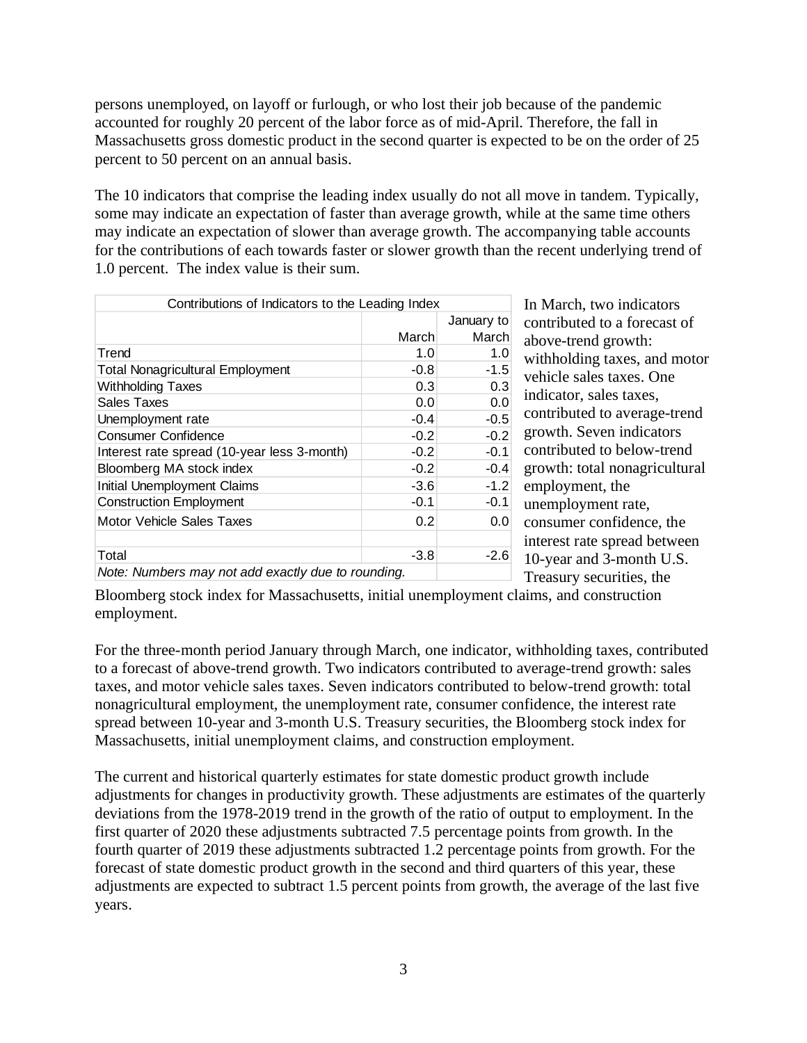persons unemployed, on layoff or furlough, or who lost their job because of the pandemic accounted for roughly 20 percent of the labor force as of mid-April. Therefore, the fall in Massachusetts gross domestic product in the second quarter is expected to be on the order of 25 percent to 50 percent on an annual basis.

The 10 indicators that comprise the leading index usually do not all move in tandem. Typically, some may indicate an expectation of faster than average growth, while at the same time others may indicate an expectation of slower than average growth. The accompanying table accounts for the contributions of each towards faster or slower growth than the recent underlying trend of 1.0 percent. The index value is their sum.

| Contributions of Indicators to the Leading Index | | |
|---|---|---|
| | March | January to March |
| Trend | 1.0 | 1.0 |
| Total Nonagricultural Employment | -0.8 | -1.5 |
| Withholding Taxes | 0.3 | 0.3 |
| Sales Taxes | 0.0 | 0.0 |
| Unemployment rate | -0.4 | -0.5 |
| Consumer Confidence | -0.2 | -0.2 |
| Interest rate spread (10-year less 3-month) | -0.2 | -0.1 |
| Bloomberg MA stock index | -0.2 | -0.4 |
| Initial Unemployment Claims | -3.6 | -1.2 |
| Construction Employment | -0.1 | -0.1 |
| Motor Vehicle Sales Taxes | 0.2 | 0.0 |
| | | |
| Total | -3.8 | -2.6 |
| *Note: Numbers may not add exactly due to rounding.* | | |

In March, two indicators contributed to a forecast of above-trend growth: withholding taxes, and motor vehicle sales taxes. One indicator, sales taxes, contributed to average-trend growth. Seven indicators contributed to below-trend growth: total nonagricultural employment, the unemployment rate, consumer confidence, the interest rate spread between 10-year and 3-month U.S. Treasury securities, the Bloomberg stock index for Massachusetts, initial unemployment claims, and construction employment.

For the three-month period January through March, one indicator, withholding taxes, contributed to a forecast of above-trend growth. Two indicators contributed to average-trend growth: sales taxes, and motor vehicle sales taxes. Seven indicators contributed to below-trend growth: total nonagricultural employment, the unemployment rate, consumer confidence, the interest rate spread between 10-year and 3-month U.S. Treasury securities, the Bloomberg stock index for Massachusetts, initial unemployment claims, and construction employment.

The current and historical quarterly estimates for state domestic product growth include adjustments for changes in productivity growth. These adjustments are estimates of the quarterly deviations from the 1978-2019 trend in the growth of the ratio of output to employment. In the first quarter of 2020 these adjustments subtracted 7.5 percentage points from growth. In the fourth quarter of 2019 these adjustments subtracted 1.2 percentage points from growth. For the forecast of state domestic product growth in the second and third quarters of this year, these adjustments are expected to subtract 1.5 percent points from growth, the average of the last five years.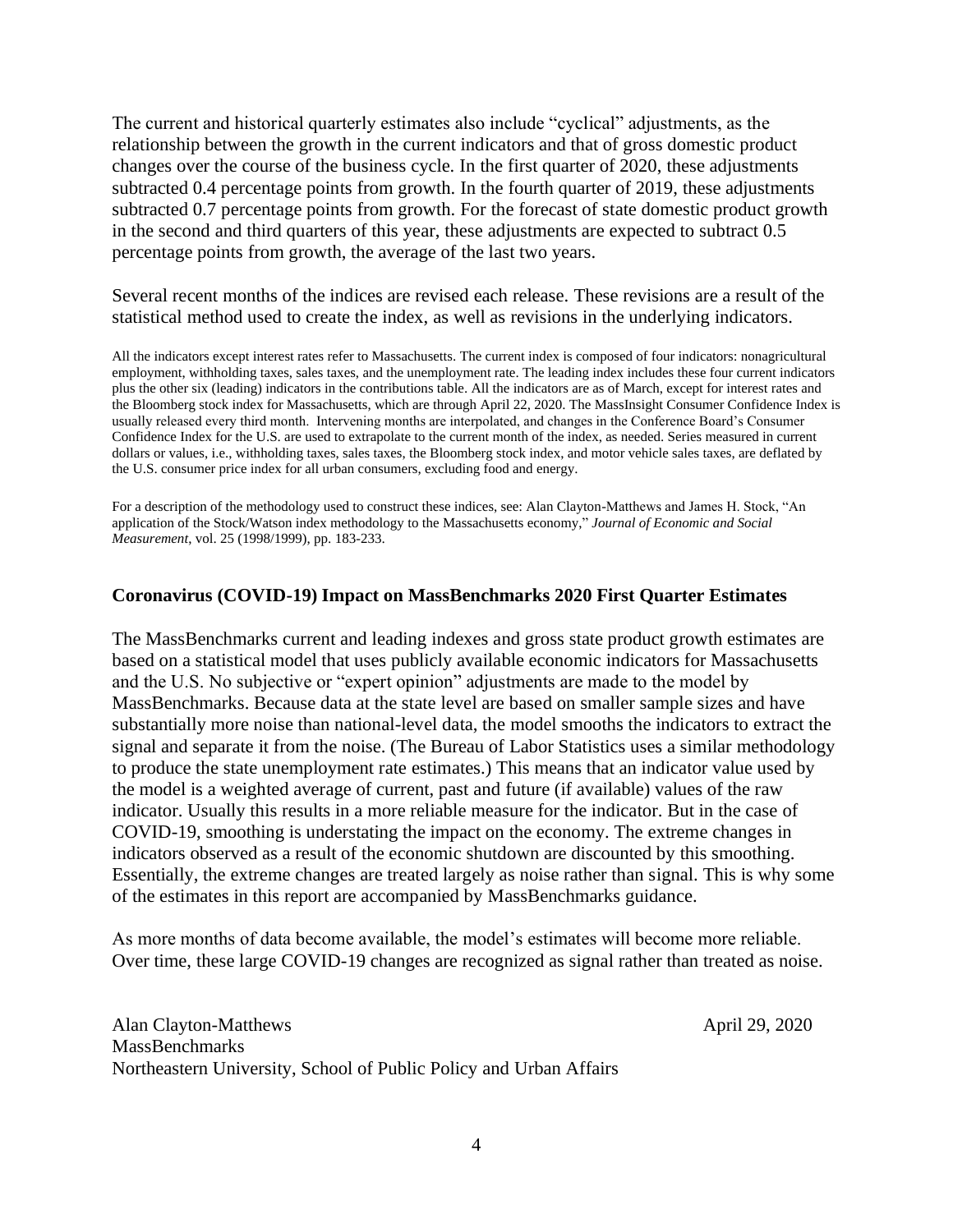The current and historical quarterly estimates also include "cyclical" adjustments, as the relationship between the growth in the current indicators and that of gross domestic product changes over the course of the business cycle. In the first quarter of 2020, these adjustments subtracted 0.4 percentage points from growth. In the fourth quarter of 2019, these adjustments subtracted 0.7 percentage points from growth. For the forecast of state domestic product growth in the second and third quarters of this year, these adjustments are expected to subtract 0.5 percentage points from growth, the average of the last two years.

Several recent months of the indices are revised each release. These revisions are a result of the statistical method used to create the index, as well as revisions in the underlying indicators.

All the indicators except interest rates refer to Massachusetts. The current index is composed of four indicators: nonagricultural employment, withholding taxes, sales taxes, and the unemployment rate. The leading index includes these four current indicators plus the other six (leading) indicators in the contributions table. All the indicators are as of March, except for interest rates and the Bloomberg stock index for Massachusetts, which are through April 22, 2020. The MassInsight Consumer Confidence Index is usually released every third month. Intervening months are interpolated, and changes in the Conference Board's Consumer Confidence Index for the U.S. are used to extrapolate to the current month of the index, as needed. Series measured in current dollars or values, i.e., withholding taxes, sales taxes, the Bloomberg stock index, and motor vehicle sales taxes, are deflated by the U.S. consumer price index for all urban consumers, excluding food and energy.

For a description of the methodology used to construct these indices, see: Alan Clayton-Matthews and James H. Stock, "An application of the Stock/Watson index methodology to the Massachusetts economy," *Journal of Economic and Social Measurement*, vol. 25 (1998/1999), pp. 183-233.

## Coronavirus (COVID-19) Impact on MassBenchmarks 2020 First Quarter Estimates

The MassBenchmarks current and leading indexes and gross state product growth estimates are based on a statistical model that uses publicly available economic indicators for Massachusetts and the U.S. No subjective or "expert opinion" adjustments are made to the model by MassBenchmarks. Because data at the state level are based on smaller sample sizes and have substantially more noise than national-level data, the model smooths the indicators to extract the signal and separate it from the noise. (The Bureau of Labor Statistics uses a similar methodology to produce the state unemployment rate estimates.) This means that an indicator value used by the model is a weighted average of current, past and future (if available) values of the raw indicator. Usually this results in a more reliable measure for the indicator. But in the case of COVID-19, smoothing is understating the impact on the economy. The extreme changes in indicators observed as a result of the economic shutdown are discounted by this smoothing. Essentially, the extreme changes are treated largely as noise rather than signal. This is why some of the estimates in this report are accompanied by MassBenchmarks guidance.

As more months of data become available, the model's estimates will become more reliable. Over time, these large COVID-19 changes are recognized as signal rather than treated as noise.

Alan Clayton-Matthews
MassBenchmarks
Northeastern University, School of Public Policy and Urban Affairs

April 29, 2020